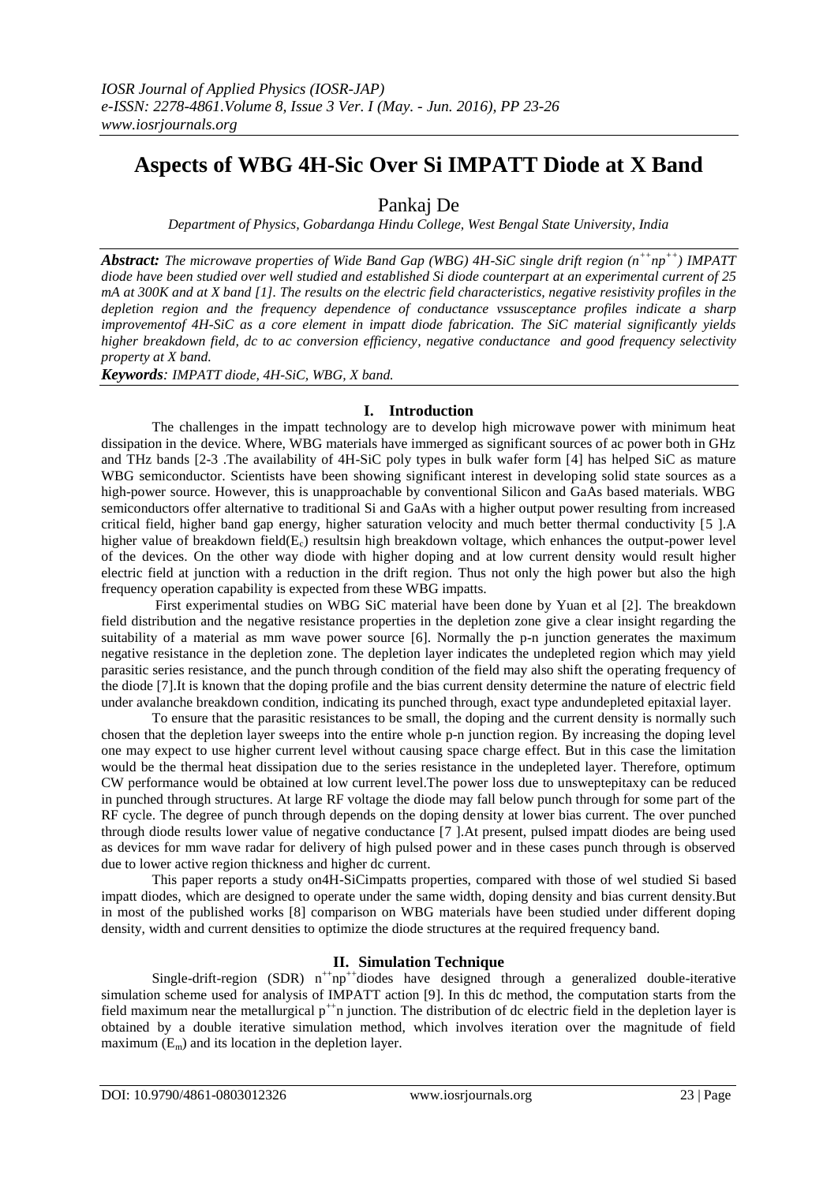# Aspects of WBG 4H-Sic Over Si IMPATT Diode at X Band

Pankaj De

*Department of Physics, Gobardanga Hindu College, West Bengal State University, India*

***Abstract:*** *The microwave properties of Wide Band Gap (WBG) 4H-SiC single drift region ($n^{++}np^{++}$) IMPATT diode have been studied over well studied and established Si diode counterpart at an experimental current of 25 mA at 300K and at X band [1]. The results on the electric field characteristics, negative resistivity profiles in the depletion region and the frequency dependence of conductance vssusceptance profiles indicate a sharp improvementof 4H-SiC as a core element in impatt diode fabrication. The SiC material significantly yields higher breakdown field, dc to ac conversion efficiency, negative conductance and good frequency selectivity property at X band.*

***Keywords****: IMPATT diode, 4H-SiC, WBG, X band.*

## I. Introduction

The challenges in the impatt technology are to develop high microwave power with minimum heat dissipation in the device. Where, WBG materials have immerged as significant sources of ac power both in GHz and THz bands [2-3 .The availability of 4H-SiC poly types in bulk wafer form [4] has helped SiC as mature WBG semiconductor. Scientists have been showing significant interest in developing solid state sources as a high-power source. However, this is unapproachable by conventional Silicon and GaAs based materials. WBG semiconductors offer alternative to traditional Si and GaAs with a higher output power resulting from increased critical field, higher band gap energy, higher saturation velocity and much better thermal conductivity [5 ].A higher value of breakdown field($E_c$) resultsin high breakdown voltage, which enhances the output-power level of the devices. On the other way diode with higher doping and at low current density would result higher electric field at junction with a reduction in the drift region. Thus not only the high power but also the high frequency operation capability is expected from these WBG impatts.

First experimental studies on WBG SiC material have been done by Yuan et al [2]. The breakdown field distribution and the negative resistance properties in the depletion zone give a clear insight regarding the suitability of a material as mm wave power source [6]. Normally the p-n junction generates the maximum negative resistance in the depletion zone. The depletion layer indicates the undepleted region which may yield parasitic series resistance, and the punch through condition of the field may also shift the operating frequency of the diode [7].It is known that the doping profile and the bias current density determine the nature of electric field under avalanche breakdown condition, indicating its punched through, exact type andundepleted epitaxial layer.

To ensure that the parasitic resistances to be small, the doping and the current density is normally such chosen that the depletion layer sweeps into the entire whole p-n junction region. By increasing the doping level one may expect to use higher current level without causing space charge effect. But in this case the limitation would be the thermal heat dissipation due to the series resistance in the undepleted layer. Therefore, optimum CW performance would be obtained at low current level.The power loss due to unsweptepitaxy can be reduced in punched through structures. At large RF voltage the diode may fall below punch through for some part of the RF cycle. The degree of punch through depends on the doping density at lower bias current. The over punched through diode results lower value of negative conductance [7 ].At present, pulsed impatt diodes are being used as devices for mm wave radar for delivery of high pulsed power and in these cases punch through is observed due to lower active region thickness and higher dc current.

This paper reports a study on4H-SiCimpatts properties, compared with those of wel studied Si based impatt diodes, which are designed to operate under the same width, doping density and bias current density.But in most of the published works [8] comparison on WBG materials have been studied under different doping density, width and current densities to optimize the diode structures at the required frequency band.

## II. Simulation Technique

Single-drift-region (SDR) $n^{++}np^{++}$diodes have designed through a generalized double-iterative simulation scheme used for analysis of IMPATT action [9]. In this dc method, the computation starts from the field maximum near the metallurgical $p^{++}n$ junction. The distribution of dc electric field in the depletion layer is obtained by a double iterative simulation method, which involves iteration over the magnitude of field maximum ($E_m$) and its location in the depletion layer.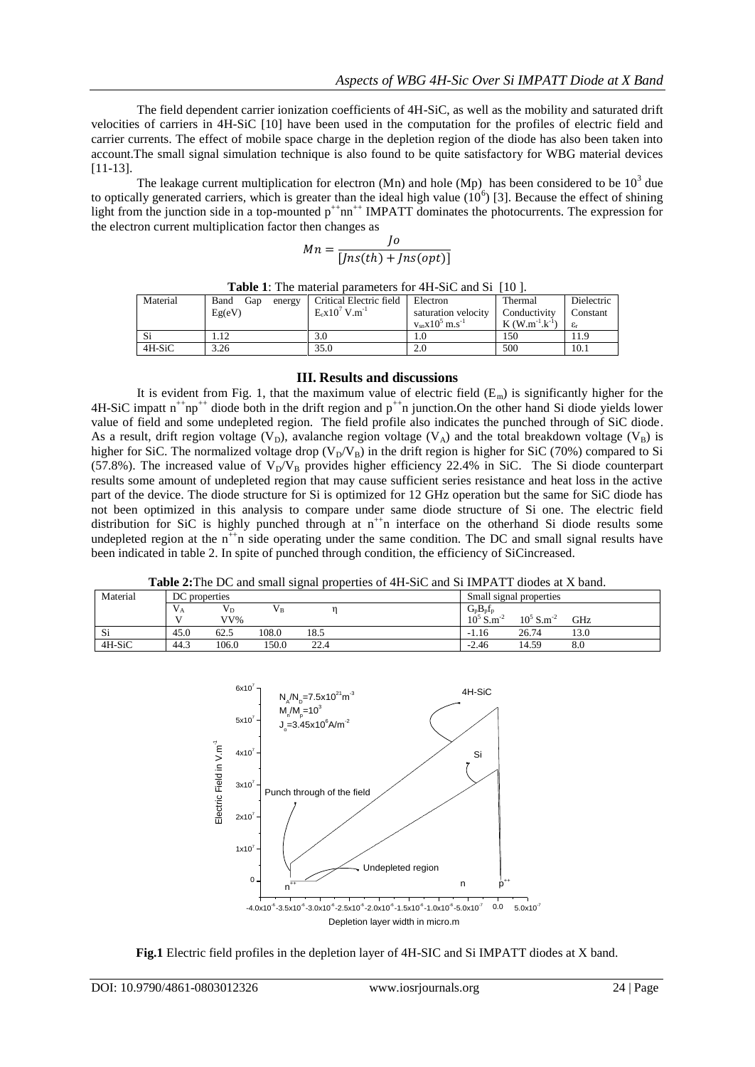The field dependent carrier ionization coefficients of 4H-SiC, as well as the mobility and saturated drift velocities of carriers in 4H-SiC [10] have been used in the computation for the profiles of electric field and carrier currents. The effect of mobile space charge in the depletion region of the diode has also been taken into account.The small signal simulation technique is also found to be quite satisfactory for WBG material devices [11-13].

The leakage current multiplication for electron (Mn) and hole (Mp) has been considered to be $10^3$ due to optically generated carriers, which is greater than the ideal high value ($10^6$) [3]. Because the effect of shining light from the junction side in a top-mounted $p^{++}nn^{++}$ IMPATT dominates the photocurrents. The expression for the electron current multiplication factor then changes as

$$Mn = \frac{Jo}{[Jns(th) + Jns(opt)]}$$

**Table 1**: The material parameters for 4H-SiC and Si [10 ].

| Material | Band Gap energy Eg(eV) | Critical Electric field $E_c x10^7$ V.m$^{-1}$ | Electron saturation velocity $v_{sn}x10^5$ m.s$^{-1}$ | Thermal Conductivity K (W.m$^{-1}$.k$^{-1}$) | Dielectric Constant $\varepsilon_r$ |
|---|---|---|---|---|---|
| Si | 1.12 | 3.0 | 1.0 | 150 | 11.9 |
| 4H-SiC | 3.26 | 35.0 | 2.0 | 500 | 10.1 |

## III. Results and discussions

It is evident from Fig. 1, that the maximum value of electric field ($E_m$) is significantly higher for the 4H-SiC impatt $n^{++}np^{++}$ diode both in the drift region and $p^{++}n$ junction.On the other hand Si diode yields lower value of field and some undepleted region. The field profile also indicates the punched through of SiC diode. As a result, drift region voltage ($V_D$), avalanche region voltage ($V_A$) and the total breakdown voltage ($V_B$) is higher for SiC. The normalized voltage drop ($V_D/V_B$) in the drift region is higher for SiC (70%) compared to Si (57.8%). The increased value of $V_D/V_B$ provides higher efficiency 22.4% in SiC. The Si diode counterpart results some amount of undepleted region that may cause sufficient series resistance and heat loss in the active part of the device. The diode structure for Si is optimized for 12 GHz operation but the same for SiC diode has not been optimized in this analysis to compare under same diode structure of Si one. The electric field distribution for SiC is highly punched through at $n^{++}n$ interface on the otherhand Si diode results some undepleted region at the $n^{++}n$ side operating under the same condition. The DC and small signal results have been indicated in table 2. In spite of punched through condition, the efficiency of SiCincreased.

**Table 2:**The DC and small signal properties of 4H-SiC and Si IMPATT diodes at X band.

| Material | DC properties | | | | Small signal properties | | |
|---|---|---|---|---|---|---|---|
| | $V_A$ V | $V_D$ VV% | $V_B$ | η | $G_p$ $10^5$ S.m$^{-2}$ | $B_p$ $10^5$ S.m$^{-2}$ | $f_p$ GHz |
| Si | 45.0 | 62.5 | 108.0 | 18.5 | -1.16 | 26.74 | 13.0 |
| 4H-SiC | 44.3 | 106.0 | 150.0 | 22.4 | -2.46 | 14.59 | 8.0 |

**Fig.1** Electric field profiles in the depletion layer of 4H-SIC and Si IMPATT diodes at X band.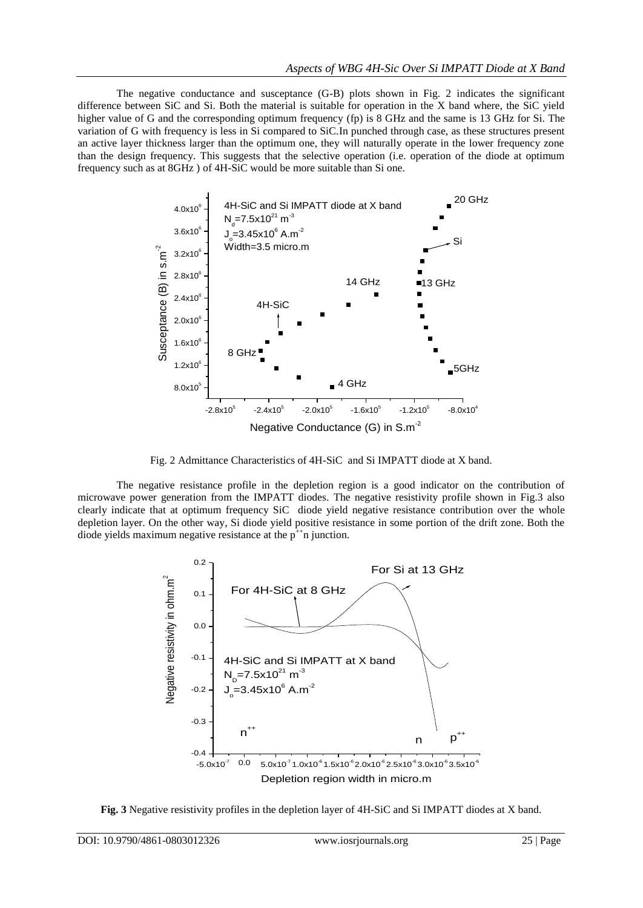The negative conductance and susceptance (G-B) plots shown in Fig. 2 indicates the significant difference between SiC and Si. Both the material is suitable for operation in the X band where, the SiC yield higher value of G and the corresponding optimum frequency (fp) is 8 GHz and the same is 13 GHz for Si. The variation of G with frequency is less in Si compared to SiC.In punched through case, as these structures present an active layer thickness larger than the optimum one, they will naturally operate in the lower frequency zone than the design frequency. This suggests that the selective operation (i.e. operation of the diode at optimum frequency such as at 8GHz ) of 4H-SiC would be more suitable than Si one.

Fig. 2 Admittance Characteristics of 4H-SiC and Si IMPATT diode at X band.

The negative resistance profile in the depletion region is a good indicator on the contribution of microwave power generation from the IMPATT diodes. The negative resistivity profile shown in Fig.3 also clearly indicate that at optimum frequency SiC diode yield negative resistance contribution over the whole depletion layer. On the other way, Si diode yield positive resistance in some portion of the drift zone. Both the diode yields maximum negative resistance at the $p^{++}n$ junction.

**Fig. 3** Negative resistivity profiles in the depletion layer of 4H-SiC and Si IMPATT diodes at X band.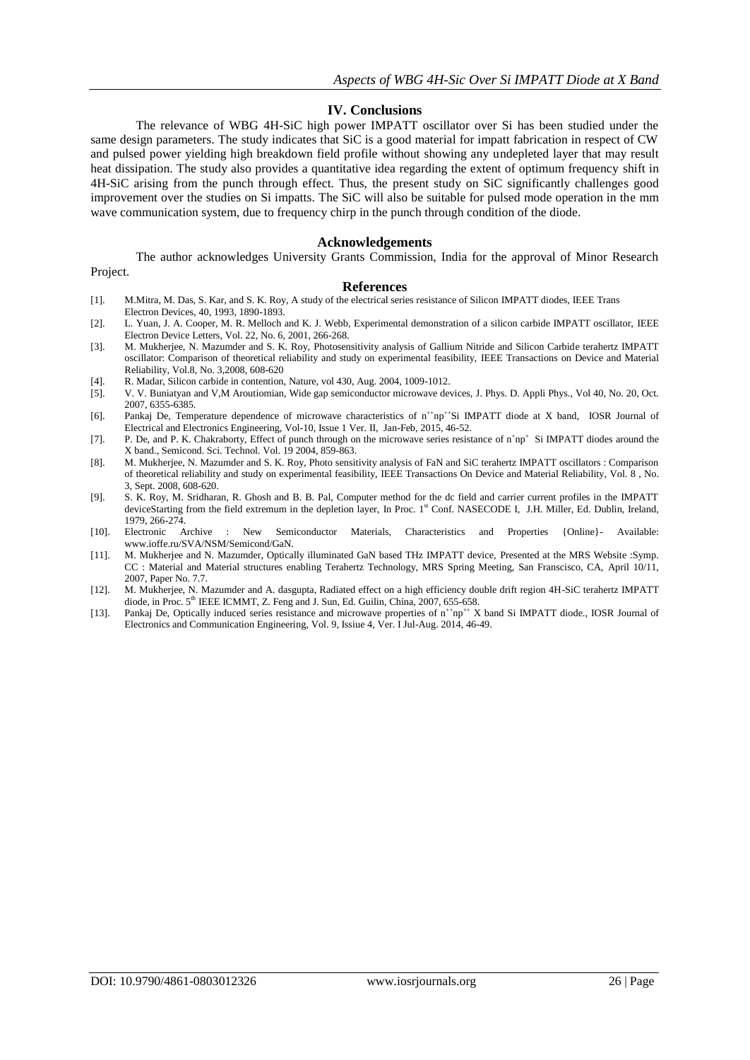## IV. Conclusions

The relevance of WBG 4H-SiC high power IMPATT oscillator over Si has been studied under the same design parameters. The study indicates that SiC is a good material for impatt fabrication in respect of CW and pulsed power yielding high breakdown field profile without showing any undepleted layer that may result heat dissipation. The study also provides a quantitative idea regarding the extent of optimum frequency shift in 4H-SiC arising from the punch through effect. Thus, the present study on SiC significantly challenges good improvement over the studies on Si impatts. The SiC will also be suitable for pulsed mode operation in the mm wave communication system, due to frequency chirp in the punch through condition of the diode.

## Acknowledgements

The author acknowledges University Grants Commission, India for the approval of Minor Research Project.

## References

[1]. M.Mitra, M. Das, S. Kar, and S. K. Roy, A study of the electrical series resistance of Silicon IMPATT diodes, IEEE Trans Electron Devices, 40, 1993, 1890-1893.

[2]. L. Yuan, J. A. Cooper, M. R. Melloch and K. J. Webb, Experimental demonstration of a silicon carbide IMPATT oscillator, IEEE Electron Device Letters, Vol. 22, No. 6, 2001, 266-268.

[3]. M. Mukherjee, N. Mazumder and S. K. Roy, Photosensitivity analysis of Gallium Nitride and Silicon Carbide terahertz IMPATT oscillator: Comparison of theoretical reliability and study on experimental feasibility, IEEE Transactions on Device and Material Reliability, Vol.8, No. 3,2008, 608-620

[4]. R. Madar, Silicon carbide in contention, Nature, vol 430, Aug. 2004, 1009-1012.

[5]. V. V. Buniatyan and V,M Aroutiomian, Wide gap semiconductor microwave devices, J. Phys. D. Appli Phys., Vol 40, No. 20, Oct. 2007, 6355-6385.

[6]. Pankaj De, Temperature dependence of microwave characteristics of $n^{++}np^{++}$Si IMPATT diode at X band, IOSR Journal of Electrical and Electronics Engineering, Vol-10, Issue 1 Ver. II, Jan-Feb, 2015, 46-52.

[7]. P. De, and P. K. Chakraborty, Effect of punch through on the microwave series resistance of $n^{+}np^{+}$ Si IMPATT diodes around the X band., Semicond. Sci. Technol. Vol. 19 2004, 859-863.

[8]. M. Mukherjee, N. Mazumder and S. K. Roy, Photo sensitivity analysis of FaN and SiC terahertz IMPATT oscillators : Comparison of theoretical reliability and study on experimental feasibility, IEEE Transactions On Device and Material Reliability, Vol. 8 , No. 3, Sept. 2008, 608-620.

[9]. S. K. Roy, M. Sridharan, R. Ghosh and B. B. Pal, Computer method for the dc field and carrier current profiles in the IMPATT deviceStarting from the field extremum in the depletion layer, In Proc. 1st Conf. NASECODE I, J.H. Miller, Ed. Dublin, Ireland, 1979, 266-274.

[10]. Electronic Archive : New Semiconductor Materials, Characteristics and Properties {Online}- Available: www.ioffe.ru/SVA/NSM/Semicond/GaN.

[11]. M. Mukherjee and N. Mazumder, Optically illuminated GaN based THz IMPATT device, Presented at the MRS Website :Symp. CC : Material and Material structures enabling Terahertz Technology, MRS Spring Meeting, San Franscisco, CA, April 10/11, 2007, Paper No. 7.7.

[12]. M. Mukherjee, N. Mazumder and A. dasgupta, Radiated effect on a high efficiency double drift region 4H-SiC terahertz IMPATT diode, in Proc. 5th IEEE ICMMT, Z. Feng and J. Sun, Ed. Guilin, China, 2007, 655-658.

[13]. Pankaj De, Optically induced series resistance and microwave properties of $n^{++}np^{++}$ X band Si IMPATT diode., IOSR Journal of Electronics and Communication Engineering, Vol. 9, Issiue 4, Ver. I Jul-Aug. 2014, 46-49.